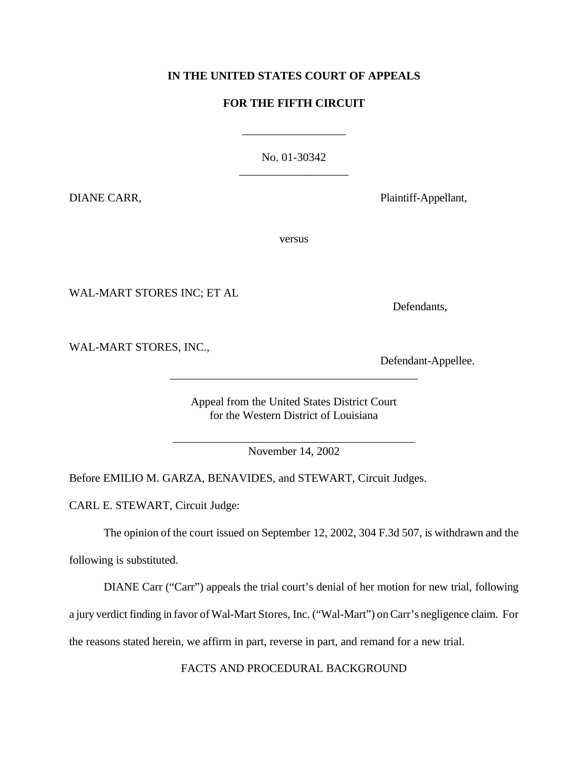**IN THE UNITED STATES COURT OF APPEALS**

**FOR THE FIFTH CIRCUIT**

\_\_\_\_\_\_\_\_\_\_\_\_\_\_\_\_\_\_

No. 01-30342

\_\_\_\_\_\_\_\_\_\_\_\_\_\_\_\_\_\_\_

DIANE CARR, Plaintiff-Appellant,

versus

WAL-MART STORES INC; ET AL

Defendants,

WAL-MART STORES, INC.,

Defendant-Appellee.

\_\_\_\_\_\_\_\_\_\_\_\_\_\_\_\_\_\_\_\_\_\_\_\_\_\_\_\_\_\_\_\_\_\_\_\_\_\_\_\_\_\_\_\_

Appeal from the United States District Court
for the Western District of Louisiana

\_\_\_\_\_\_\_\_\_\_\_\_\_\_\_\_\_\_\_\_\_\_\_\_\_\_\_\_\_\_\_\_\_\_\_\_\_\_\_\_\_\_\_\_

November 14, 2002

Before EMILIO M. GARZA, BENAVIDES, and STEWART, Circuit Judges.

CARL E. STEWART, Circuit Judge:

The opinion of the court issued on September 12, 2002, 304 F.3d 507, is withdrawn and the following is substituted.

DIANE Carr ("Carr") appeals the trial court's denial of her motion for new trial, following a jury verdict finding in favor of Wal-Mart Stores, Inc. ("Wal-Mart") on Carr's negligence claim. For the reasons stated herein, we affirm in part, reverse in part, and remand for a new trial.

FACTS AND PROCEDURAL BACKGROUND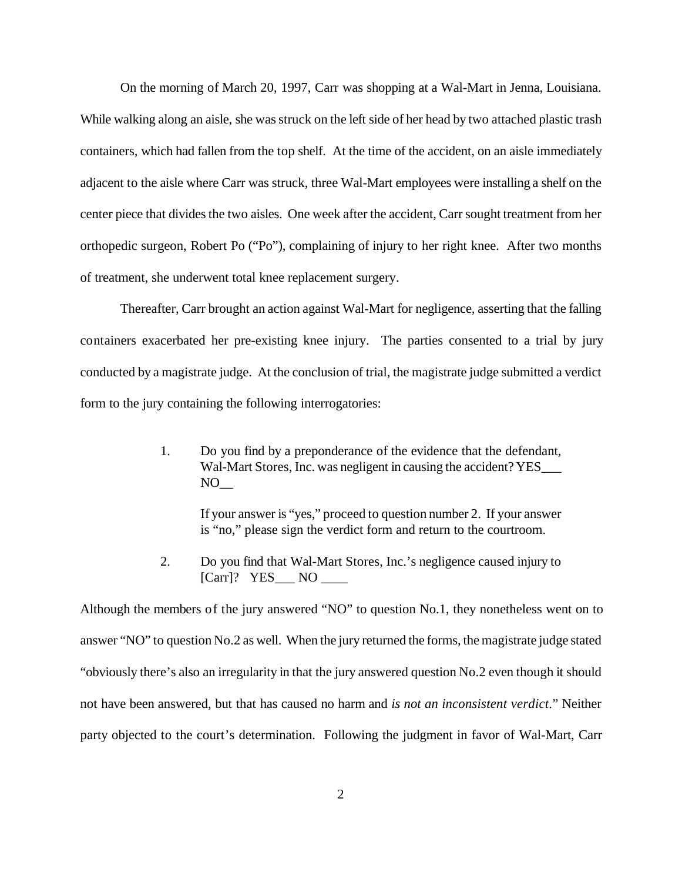On the morning of March 20, 1997, Carr was shopping at a Wal-Mart in Jenna, Louisiana. While walking along an aisle, she was struck on the left side of her head by two attached plastic trash containers, which had fallen from the top shelf. At the time of the accident, on an aisle immediately adjacent to the aisle where Carr was struck, three Wal-Mart employees were installing a shelf on the center piece that divides the two aisles. One week after the accident, Carr sought treatment from her orthopedic surgeon, Robert Po ("Po"), complaining of injury to her right knee. After two months of treatment, she underwent total knee replacement surgery.

Thereafter, Carr brought an action against Wal-Mart for negligence, asserting that the falling containers exacerbated her pre-existing knee injury. The parties consented to a trial by jury conducted by a magistrate judge. At the conclusion of trial, the magistrate judge submitted a verdict form to the jury containing the following interrogatories:

> 1. Do you find by a preponderance of the evidence that the defendant, Wal-Mart Stores, Inc. was negligent in causing the accident? YES___ NO__
>
>    If your answer is "yes," proceed to question number 2. If your answer is "no," please sign the verdict form and return to the courtroom.
>
> 2. Do you find that Wal-Mart Stores, Inc.'s negligence caused injury to [Carr]? YES___ NO ____

Although the members of the jury answered "NO" to question No.1, they nonetheless went on to answer "NO" to question No.2 as well. When the jury returned the forms, the magistrate judge stated "obviously there's also an irregularity in that the jury answered question No.2 even though it should not have been answered, but that has caused no harm and *is not an inconsistent verdict*." Neither party objected to the court's determination. Following the judgment in favor of Wal-Mart, Carr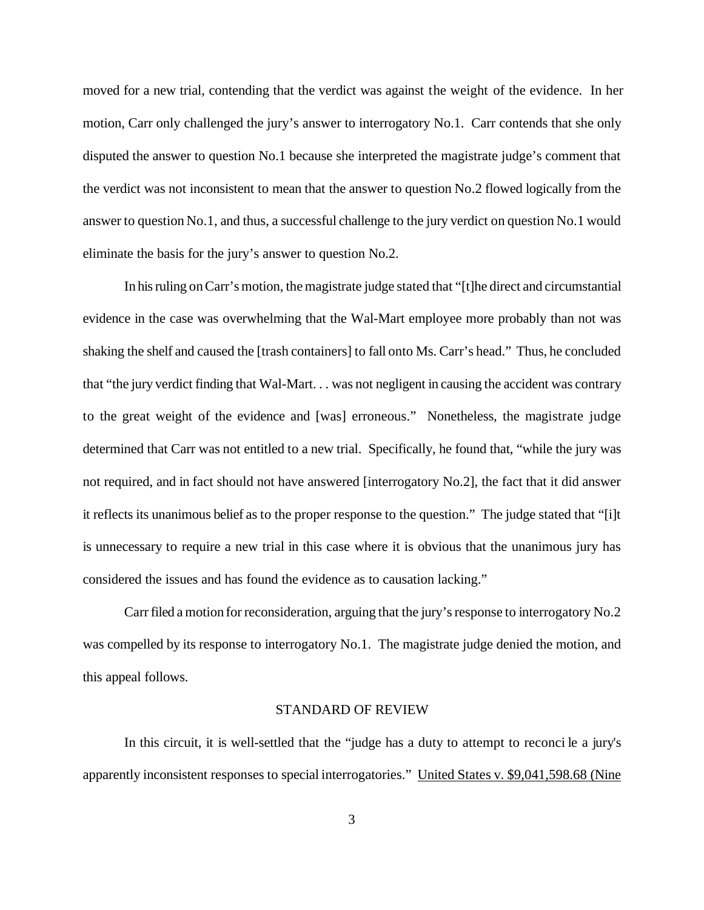moved for a new trial, contending that the verdict was against the weight of the evidence. In her motion, Carr only challenged the jury's answer to interrogatory No.1. Carr contends that she only disputed the answer to question No.1 because she interpreted the magistrate judge's comment that the verdict was not inconsistent to mean that the answer to question No.2 flowed logically from the answer to question No.1, and thus, a successful challenge to the jury verdict on question No.1 would eliminate the basis for the jury's answer to question No.2.

In his ruling on Carr's motion, the magistrate judge stated that "[t]he direct and circumstantial evidence in the case was overwhelming that the Wal-Mart employee more probably than not was shaking the shelf and caused the [trash containers] to fall onto Ms. Carr's head." Thus, he concluded that "the jury verdict finding that Wal-Mart. . . was not negligent in causing the accident was contrary to the great weight of the evidence and [was] erroneous." Nonetheless, the magistrate judge determined that Carr was not entitled to a new trial. Specifically, he found that, "while the jury was not required, and in fact should not have answered [interrogatory No.2], the fact that it did answer it reflects its unanimous belief as to the proper response to the question." The judge stated that "[i]t is unnecessary to require a new trial in this case where it is obvious that the unanimous jury has considered the issues and has found the evidence as to causation lacking."

Carr filed a motion for reconsideration, arguing that the jury's response to interrogatory No.2 was compelled by its response to interrogatory No.1. The magistrate judge denied the motion, and this appeal follows.

## STANDARD OF REVIEW

In this circuit, it is well-settled that the "judge has a duty to attempt to reconci le a jury's apparently inconsistent responses to special interrogatories." United States v. $9,041,598.68 (Nine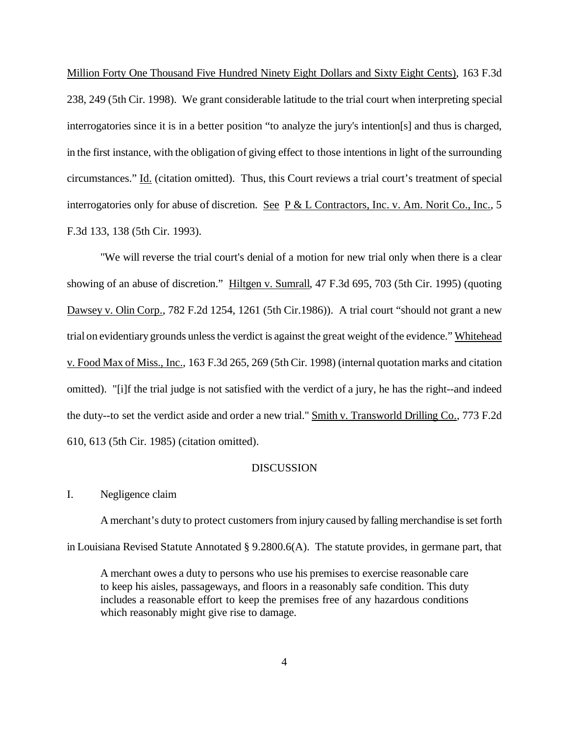Million Forty One Thousand Five Hundred Ninety Eight Dollars and Sixty Eight Cents), 163 F.3d 238, 249 (5th Cir. 1998). We grant considerable latitude to the trial court when interpreting special interrogatories since it is in a better position "to analyze the jury's intention[s] and thus is charged, in the first instance, with the obligation of giving effect to those intentions in light of the surrounding circumstances." Id. (citation omitted). Thus, this Court reviews a trial court's treatment of special interrogatories only for abuse of discretion. See P & L Contractors, Inc. v. Am. Norit Co., Inc., 5 F.3d 133, 138 (5th Cir. 1993).

"We will reverse the trial court's denial of a motion for new trial only when there is a clear showing of an abuse of discretion." Hiltgen v. Sumrall, 47 F.3d 695, 703 (5th Cir. 1995) (quoting Dawsey v. Olin Corp., 782 F.2d 1254, 1261 (5th Cir.1986)). A trial court "should not grant a new trial on evidentiary grounds unless the verdict is against the great weight of the evidence." Whitehead v. Food Max of Miss., Inc., 163 F.3d 265, 269 (5th Cir. 1998) (internal quotation marks and citation omitted). "[i]f the trial judge is not satisfied with the verdict of a jury, he has the right--and indeed the duty--to set the verdict aside and order a new trial." Smith v. Transworld Drilling Co., 773 F.2d 610, 613 (5th Cir. 1985) (citation omitted).

## DISCUSSION

### I. Negligence claim

A merchant's duty to protect customers from injury caused by falling merchandise is set forth in Louisiana Revised Statute Annotated § 9.2800.6(A). The statute provides, in germane part, that

> A merchant owes a duty to persons who use his premises to exercise reasonable care to keep his aisles, passageways, and floors in a reasonably safe condition. This duty includes a reasonable effort to keep the premises free of any hazardous conditions which reasonably might give rise to damage.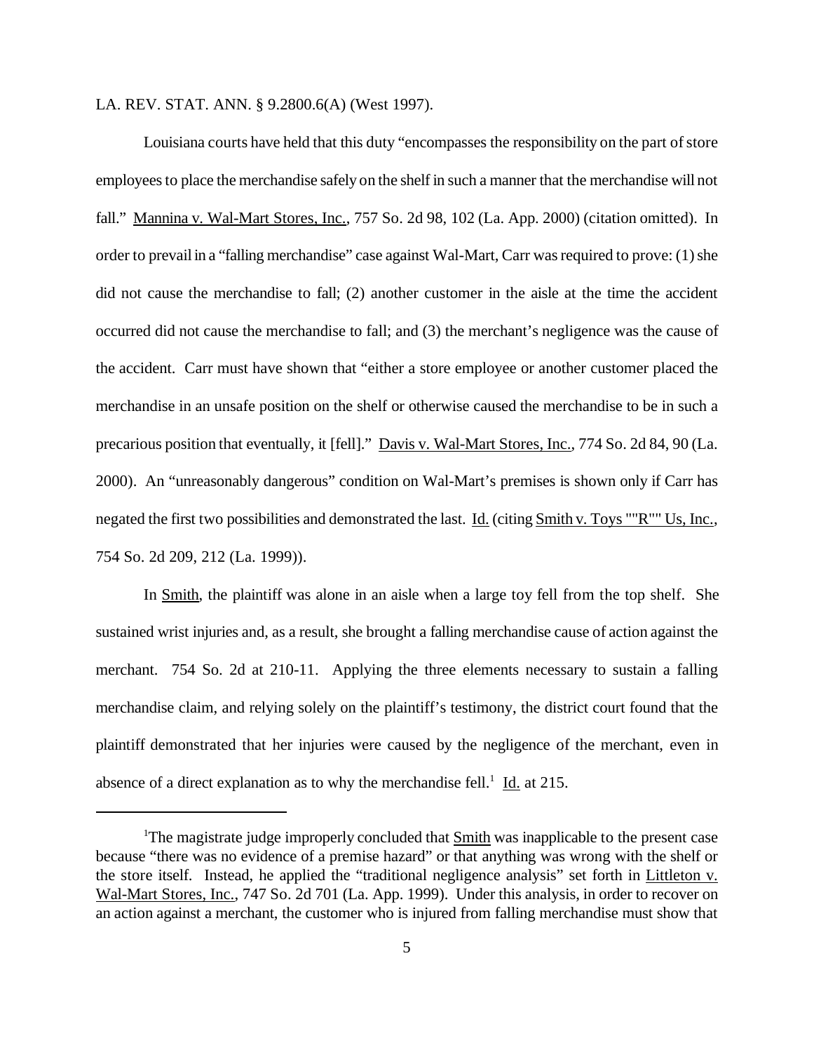LA. REV. STAT. ANN. § 9.2800.6(A) (West 1997).

Louisiana courts have held that this duty "encompasses the responsibility on the part of store employees to place the merchandise safely on the shelf in such a manner that the merchandise will not fall." Mannina v. Wal-Mart Stores, Inc., 757 So. 2d 98, 102 (La. App. 2000) (citation omitted). In order to prevail in a "falling merchandise" case against Wal-Mart, Carr was required to prove: (1) she did not cause the merchandise to fall; (2) another customer in the aisle at the time the accident occurred did not cause the merchandise to fall; and (3) the merchant's negligence was the cause of the accident. Carr must have shown that "either a store employee or another customer placed the merchandise in an unsafe position on the shelf or otherwise caused the merchandise to be in such a precarious position that eventually, it [fell]." Davis v. Wal-Mart Stores, Inc., 774 So. 2d 84, 90 (La. 2000). An "unreasonably dangerous" condition on Wal-Mart's premises is shown only if Carr has negated the first two possibilities and demonstrated the last. Id. (citing Smith v. Toys ""R"" Us, Inc., 754 So. 2d 209, 212 (La. 1999)).

In Smith, the plaintiff was alone in an aisle when a large toy fell from the top shelf. She sustained wrist injuries and, as a result, she brought a falling merchandise cause of action against the merchant. 754 So. 2d at 210-11. Applying the three elements necessary to sustain a falling merchandise claim, and relying solely on the plaintiff's testimony, the district court found that the plaintiff demonstrated that her injuries were caused by the negligence of the merchant, even in absence of a direct explanation as to why the merchandise fell.[1] Id. at 215.

---

[1]The magistrate judge improperly concluded that Smith was inapplicable to the present case because "there was no evidence of a premise hazard" or that anything was wrong with the shelf or the store itself. Instead, he applied the "traditional negligence analysis" set forth in Littleton v. Wal-Mart Stores, Inc., 747 So. 2d 701 (La. App. 1999). Under this analysis, in order to recover on an action against a merchant, the customer who is injured from falling merchandise must show that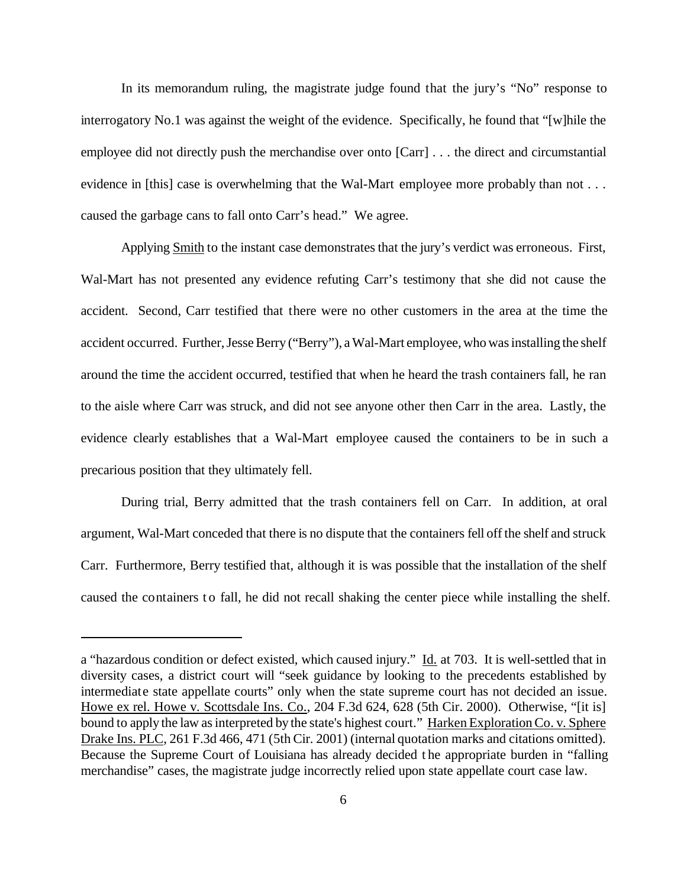In its memorandum ruling, the magistrate judge found that the jury's "No" response to interrogatory No.1 was against the weight of the evidence. Specifically, he found that "[w]hile the employee did not directly push the merchandise over onto [Carr] . . . the direct and circumstantial evidence in [this] case is overwhelming that the Wal-Mart employee more probably than not . . . caused the garbage cans to fall onto Carr's head." We agree.

Applying Smith to the instant case demonstrates that the jury's verdict was erroneous. First, Wal-Mart has not presented any evidence refuting Carr's testimony that she did not cause the accident. Second, Carr testified that there were no other customers in the area at the time the accident occurred. Further, Jesse Berry ("Berry"), a Wal-Mart employee, who was installing the shelf around the time the accident occurred, testified that when he heard the trash containers fall, he ran to the aisle where Carr was struck, and did not see anyone other then Carr in the area. Lastly, the evidence clearly establishes that a Wal-Mart employee caused the containers to be in such a precarious position that they ultimately fell.

During trial, Berry admitted that the trash containers fell on Carr. In addition, at oral argument, Wal-Mart conceded that there is no dispute that the containers fell off the shelf and struck Carr. Furthermore, Berry testified that, although it is was possible that the installation of the shelf caused the containers to fall, he did not recall shaking the center piece while installing the shelf.

---

a "hazardous condition or defect existed, which caused injury." Id. at 703. It is well-settled that in diversity cases, a district court will "seek guidance by looking to the precedents established by intermediate state appellate courts" only when the state supreme court has not decided an issue. Howe ex rel. Howe v. Scottsdale Ins. Co., 204 F.3d 624, 628 (5th Cir. 2000). Otherwise, "[it is] bound to apply the law as interpreted by the state's highest court." Harken Exploration Co. v. Sphere Drake Ins. PLC, 261 F.3d 466, 471 (5th Cir. 2001) (internal quotation marks and citations omitted). Because the Supreme Court of Louisiana has already decided the appropriate burden in "falling merchandise" cases, the magistrate judge incorrectly relied upon state appellate court case law.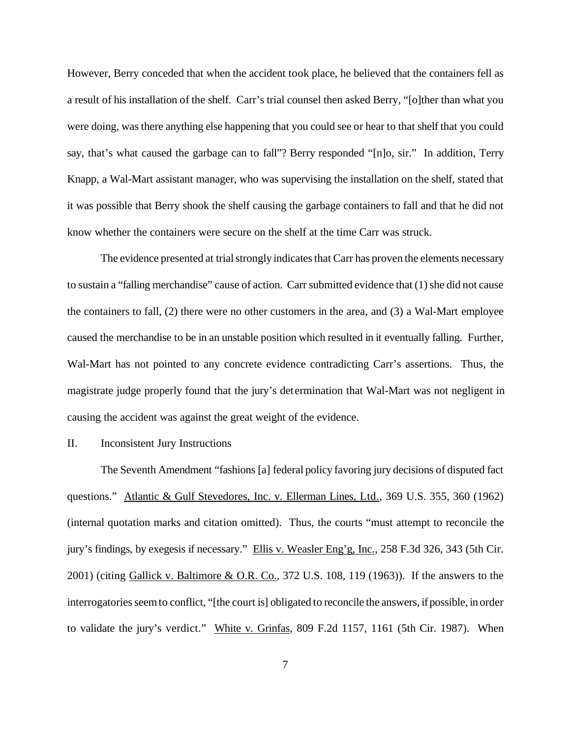However, Berry conceded that when the accident took place, he believed that the containers fell as a result of his installation of the shelf. Carr's trial counsel then asked Berry, "[o]ther than what you were doing, was there anything else happening that you could see or hear to that shelf that you could say, that's what caused the garbage can to fall"? Berry responded "[n]o, sir." In addition, Terry Knapp, a Wal-Mart assistant manager, who was supervising the installation on the shelf, stated that it was possible that Berry shook the shelf causing the garbage containers to fall and that he did not know whether the containers were secure on the shelf at the time Carr was struck.

The evidence presented at trial strongly indicates that Carr has proven the elements necessary to sustain a "falling merchandise" cause of action. Carr submitted evidence that (1) she did not cause the containers to fall, (2) there were no other customers in the area, and (3) a Wal-Mart employee caused the merchandise to be in an unstable position which resulted in it eventually falling. Further, Wal-Mart has not pointed to any concrete evidence contradicting Carr's assertions. Thus, the magistrate judge properly found that the jury's determination that Wal-Mart was not negligent in causing the accident was against the great weight of the evidence.

II. Inconsistent Jury Instructions

The Seventh Amendment "fashions [a] federal policy favoring jury decisions of disputed fact questions." Atlantic & Gulf Stevedores, Inc. v. Ellerman Lines, Ltd., 369 U.S. 355, 360 (1962) (internal quotation marks and citation omitted). Thus, the courts "must attempt to reconcile the jury's findings, by exegesis if necessary." Ellis v. Weasler Eng'g, Inc., 258 F.3d 326, 343 (5th Cir. 2001) (citing Gallick v. Baltimore & O.R. Co., 372 U.S. 108, 119 (1963)). If the answers to the interrogatories seem to conflict, "[the court is] obligated to reconcile the answers, if possible, in order to validate the jury's verdict." White v. Grinfas, 809 F.2d 1157, 1161 (5th Cir. 1987). When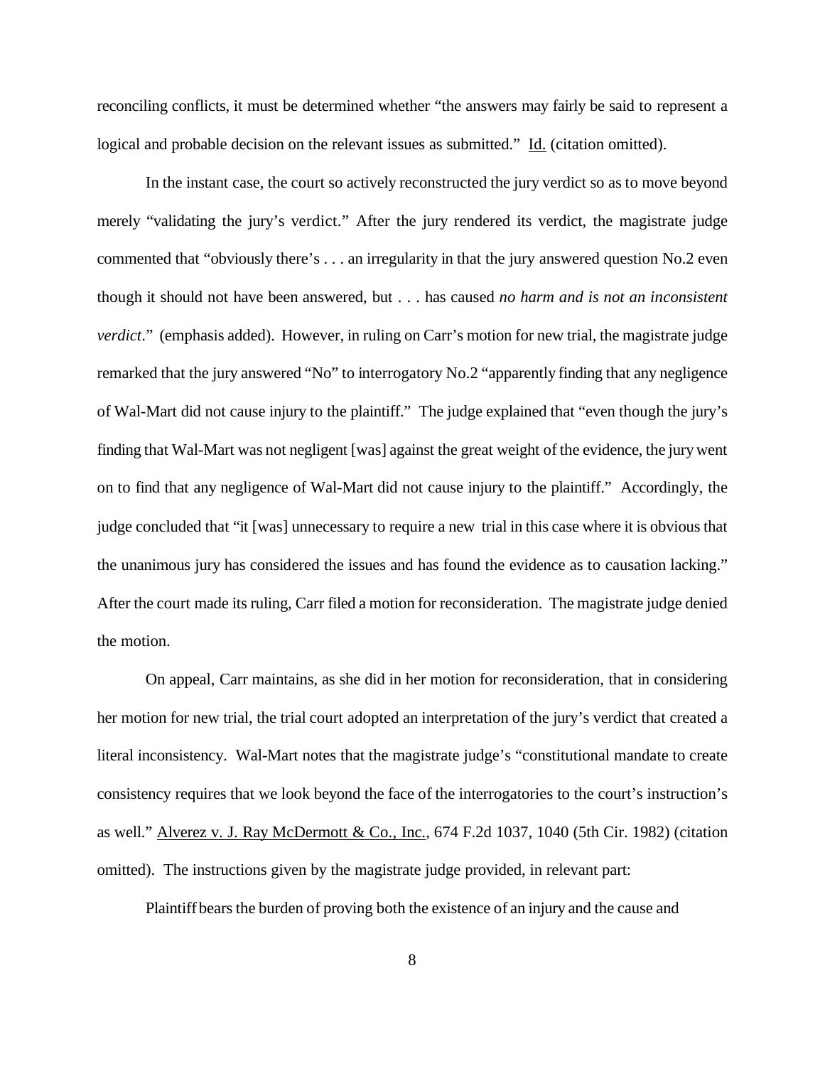reconciling conflicts, it must be determined whether "the answers may fairly be said to represent a logical and probable decision on the relevant issues as submitted." Id. (citation omitted).

In the instant case, the court so actively reconstructed the jury verdict so as to move beyond merely "validating the jury's verdict." After the jury rendered its verdict, the magistrate judge commented that "obviously there's . . . an irregularity in that the jury answered question No.2 even though it should not have been answered, but . . . has caused *no harm and is not an inconsistent verdict*." (emphasis added). However, in ruling on Carr's motion for new trial, the magistrate judge remarked that the jury answered "No" to interrogatory No.2 "apparently finding that any negligence of Wal-Mart did not cause injury to the plaintiff." The judge explained that "even though the jury's finding that Wal-Mart was not negligent [was] against the great weight of the evidence, the jury went on to find that any negligence of Wal-Mart did not cause injury to the plaintiff." Accordingly, the judge concluded that "it [was] unnecessary to require a new trial in this case where it is obvious that the unanimous jury has considered the issues and has found the evidence as to causation lacking." After the court made its ruling, Carr filed a motion for reconsideration. The magistrate judge denied the motion.

On appeal, Carr maintains, as she did in her motion for reconsideration, that in considering her motion for new trial, the trial court adopted an interpretation of the jury's verdict that created a literal inconsistency. Wal-Mart notes that the magistrate judge's "constitutional mandate to create consistency requires that we look beyond the face of the interrogatories to the court's instruction's as well." Alverez v. J. Ray McDermott & Co., Inc., 674 F.2d 1037, 1040 (5th Cir. 1982) (citation omitted). The instructions given by the magistrate judge provided, in relevant part:

Plaintiff bears the burden of proving both the existence of an injury and the cause and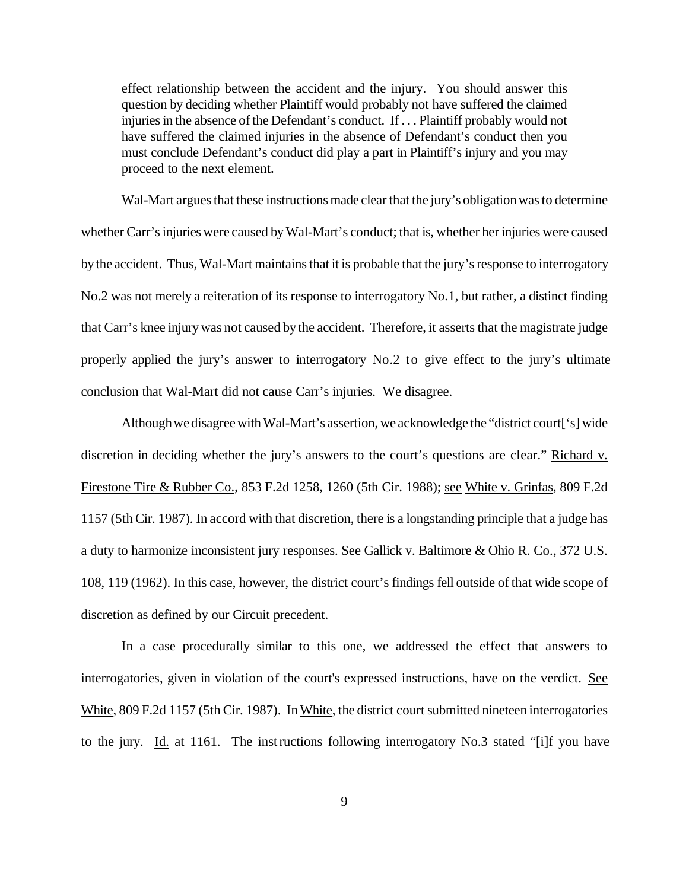> effect relationship between the accident and the injury. You should answer this question by deciding whether Plaintiff would probably not have suffered the claimed injuries in the absence of the Defendant's conduct. If . . . Plaintiff probably would not have suffered the claimed injuries in the absence of Defendant's conduct then you must conclude Defendant's conduct did play a part in Plaintiff's injury and you may proceed to the next element.

Wal-Mart argues that these instructions made clear that the jury's obligation was to determine whether Carr's injuries were caused by Wal-Mart's conduct; that is, whether her injuries were caused by the accident. Thus, Wal-Mart maintains that it is probable that the jury's response to interrogatory No.2 was not merely a reiteration of its response to interrogatory No.1, but rather, a distinct finding that Carr's knee injury was not caused by the accident. Therefore, it asserts that the magistrate judge properly applied the jury's answer to interrogatory No.2 to give effect to the jury's ultimate conclusion that Wal-Mart did not cause Carr's injuries. We disagree.

Although we disagree with Wal-Mart's assertion, we acknowledge the "district court['s] wide discretion in deciding whether the jury's answers to the court's questions are clear." Richard v. Firestone Tire & Rubber Co., 853 F.2d 1258, 1260 (5th Cir. 1988); see White v. Grinfas, 809 F.2d 1157 (5th Cir. 1987). In accord with that discretion, there is a longstanding principle that a judge has a duty to harmonize inconsistent jury responses. See Gallick v. Baltimore & Ohio R. Co., 372 U.S. 108, 119 (1962). In this case, however, the district court's findings fell outside of that wide scope of discretion as defined by our Circuit precedent.

In a case procedurally similar to this one, we addressed the effect that answers to interrogatories, given in violation of the court's expressed instructions, have on the verdict. See White, 809 F.2d 1157 (5th Cir. 1987). In White, the district court submitted nineteen interrogatories to the jury. Id. at 1161. The instructions following interrogatory No.3 stated "[i]f you have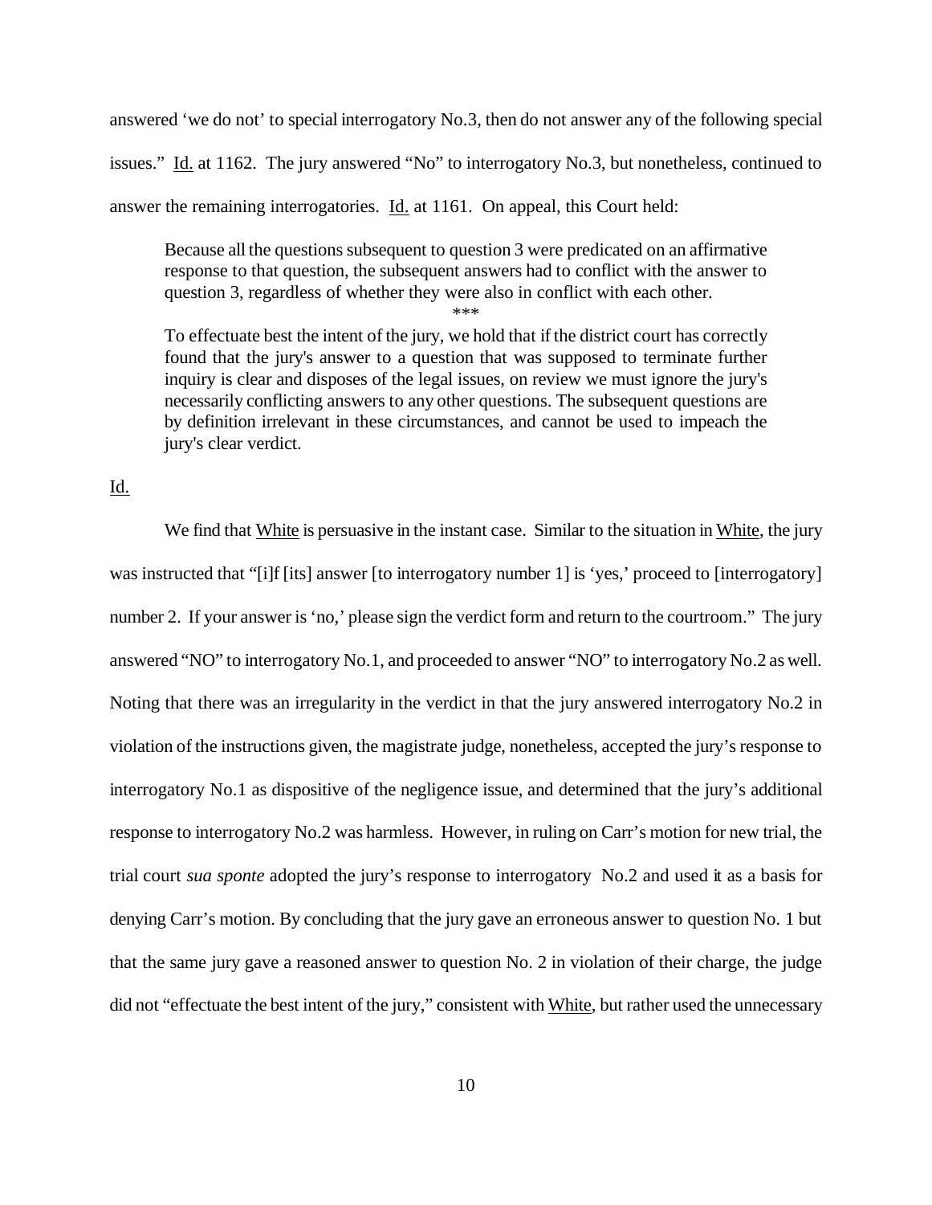answered 'we do not' to special interrogatory No.3, then do not answer any of the following special issues." Id. at 1162. The jury answered "No" to interrogatory No.3, but nonetheless, continued to answer the remaining interrogatories. Id. at 1161. On appeal, this Court held:

> Because all the questions subsequent to question 3 were predicated on an affirmative response to that question, the subsequent answers had to conflict with the answer to question 3, regardless of whether they were also in conflict with each other.
>
> \*\*\*
>
> To effectuate best the intent of the jury, we hold that if the district court has correctly found that the jury's answer to a question that was supposed to terminate further inquiry is clear and disposes of the legal issues, on review we must ignore the jury's necessarily conflicting answers to any other questions. The subsequent questions are by definition irrelevant in these circumstances, and cannot be used to impeach the jury's clear verdict.

Id.

We find that White is persuasive in the instant case. Similar to the situation in White, the jury was instructed that "[i]f [its] answer [to interrogatory number 1] is 'yes,' proceed to [interrogatory] number 2. If your answer is 'no,' please sign the verdict form and return to the courtroom." The jury answered "NO" to interrogatory No.1, and proceeded to answer "NO" to interrogatory No.2 as well. Noting that there was an irregularity in the verdict in that the jury answered interrogatory No.2 in violation of the instructions given, the magistrate judge, nonetheless, accepted the jury's response to interrogatory No.1 as dispositive of the negligence issue, and determined that the jury's additional response to interrogatory No.2 was harmless. However, in ruling on Carr's motion for new trial, the trial court *sua sponte* adopted the jury's response to interrogatory No.2 and used it as a basis for denying Carr's motion. By concluding that the jury gave an erroneous answer to question No. 1 but that the same jury gave a reasoned answer to question No. 2 in violation of their charge, the judge did not "effectuate the best intent of the jury," consistent with White, but rather used the unnecessary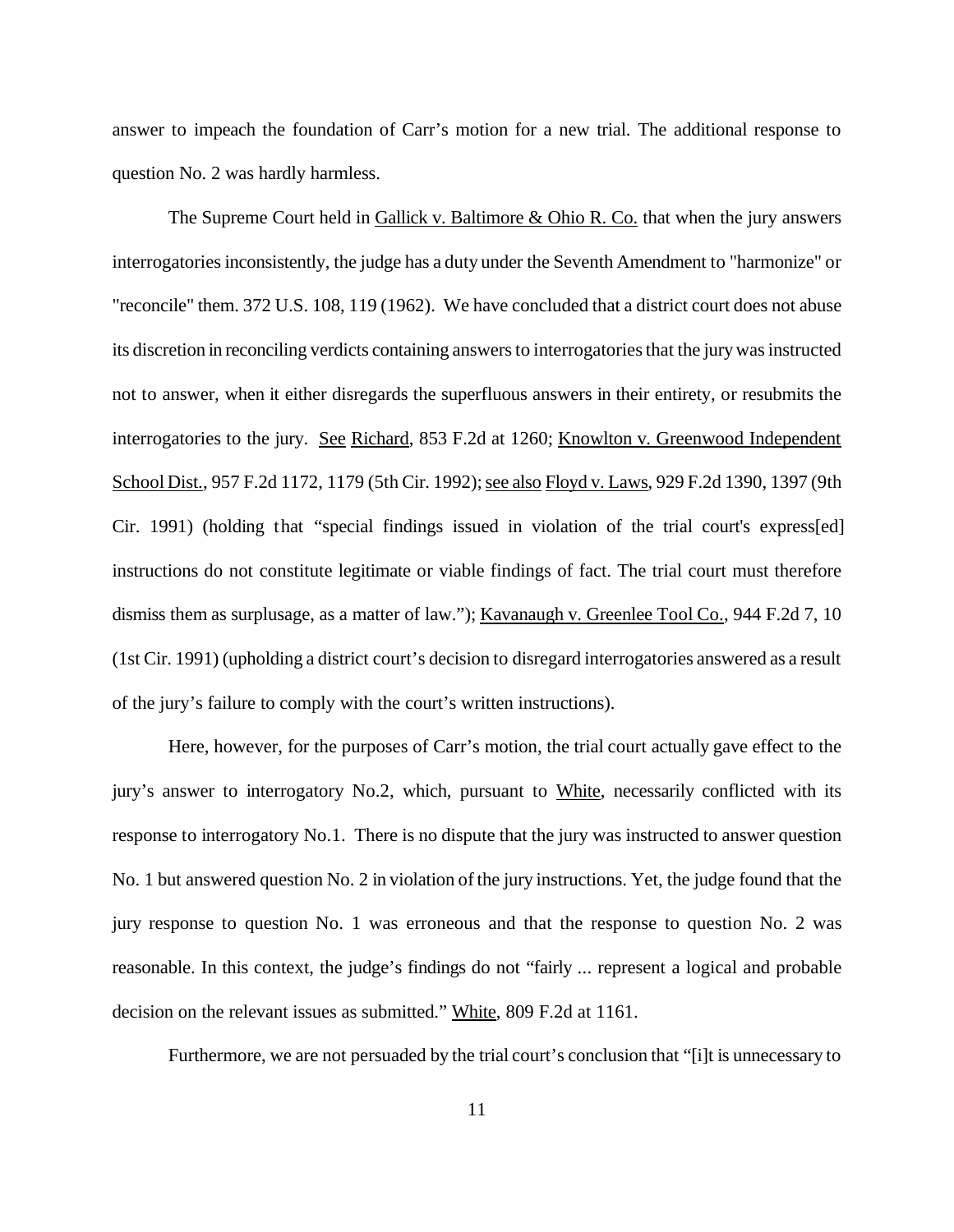answer to impeach the foundation of Carr's motion for a new trial. The additional response to question No. 2 was hardly harmless.

The Supreme Court held in Gallick v. Baltimore & Ohio R. Co. that when the jury answers interrogatories inconsistently, the judge has a duty under the Seventh Amendment to "harmonize" or "reconcile" them. 372 U.S. 108, 119 (1962). We have concluded that a district court does not abuse its discretion in reconciling verdicts containing answers to interrogatories that the jury was instructed not to answer, when it either disregards the superfluous answers in their entirety, or resubmits the interrogatories to the jury. See Richard, 853 F.2d at 1260; Knowlton v. Greenwood Independent School Dist., 957 F.2d 1172, 1179 (5th Cir. 1992); see also Floyd v. Laws, 929 F.2d 1390, 1397 (9th Cir. 1991) (holding that "special findings issued in violation of the trial court's express[ed] instructions do not constitute legitimate or viable findings of fact. The trial court must therefore dismiss them as surplusage, as a matter of law."); Kavanaugh v. Greenlee Tool Co., 944 F.2d 7, 10 (1st Cir. 1991) (upholding a district court's decision to disregard interrogatories answered as a result of the jury's failure to comply with the court's written instructions).

Here, however, for the purposes of Carr's motion, the trial court actually gave effect to the jury's answer to interrogatory No.2, which, pursuant to White, necessarily conflicted with its response to interrogatory No.1. There is no dispute that the jury was instructed to answer question No. 1 but answered question No. 2 in violation of the jury instructions. Yet, the judge found that the jury response to question No. 1 was erroneous and that the response to question No. 2 was reasonable. In this context, the judge's findings do not "fairly ... represent a logical and probable decision on the relevant issues as submitted." White, 809 F.2d at 1161.

Furthermore, we are not persuaded by the trial court's conclusion that "[i]t is unnecessary to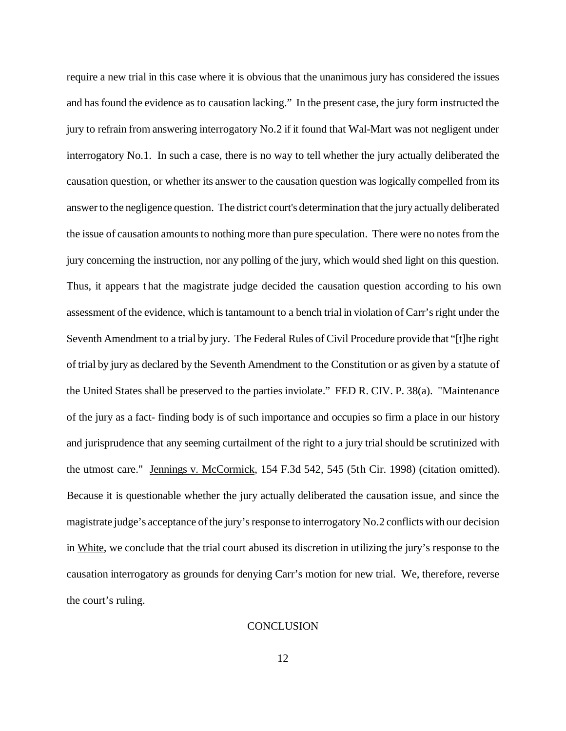require a new trial in this case where it is obvious that the unanimous jury has considered the issues and has found the evidence as to causation lacking." In the present case, the jury form instructed the jury to refrain from answering interrogatory No.2 if it found that Wal-Mart was not negligent under interrogatory No.1. In such a case, there is no way to tell whether the jury actually deliberated the causation question, or whether its answer to the causation question was logically compelled from its answer to the negligence question. The district court's determination that the jury actually deliberated the issue of causation amounts to nothing more than pure speculation. There were no notes from the jury concerning the instruction, nor any polling of the jury, which would shed light on this question. Thus, it appears that the magistrate judge decided the causation question according to his own assessment of the evidence, which is tantamount to a bench trial in violation of Carr's right under the Seventh Amendment to a trial by jury. The Federal Rules of Civil Procedure provide that "[t]he right of trial by jury as declared by the Seventh Amendment to the Constitution or as given by a statute of the United States shall be preserved to the parties inviolate." FED R. CIV. P. 38(a). "Maintenance of the jury as a fact- finding body is of such importance and occupies so firm a place in our history and jurisprudence that any seeming curtailment of the right to a jury trial should be scrutinized with the utmost care." Jennings v. McCormick, 154 F.3d 542, 545 (5th Cir. 1998) (citation omitted). Because it is questionable whether the jury actually deliberated the causation issue, and since the magistrate judge's acceptance of the jury's response to interrogatory No.2 conflicts with our decision in White, we conclude that the trial court abused its discretion in utilizing the jury's response to the causation interrogatory as grounds for denying Carr's motion for new trial. We, therefore, reverse the court's ruling.

## CONCLUSION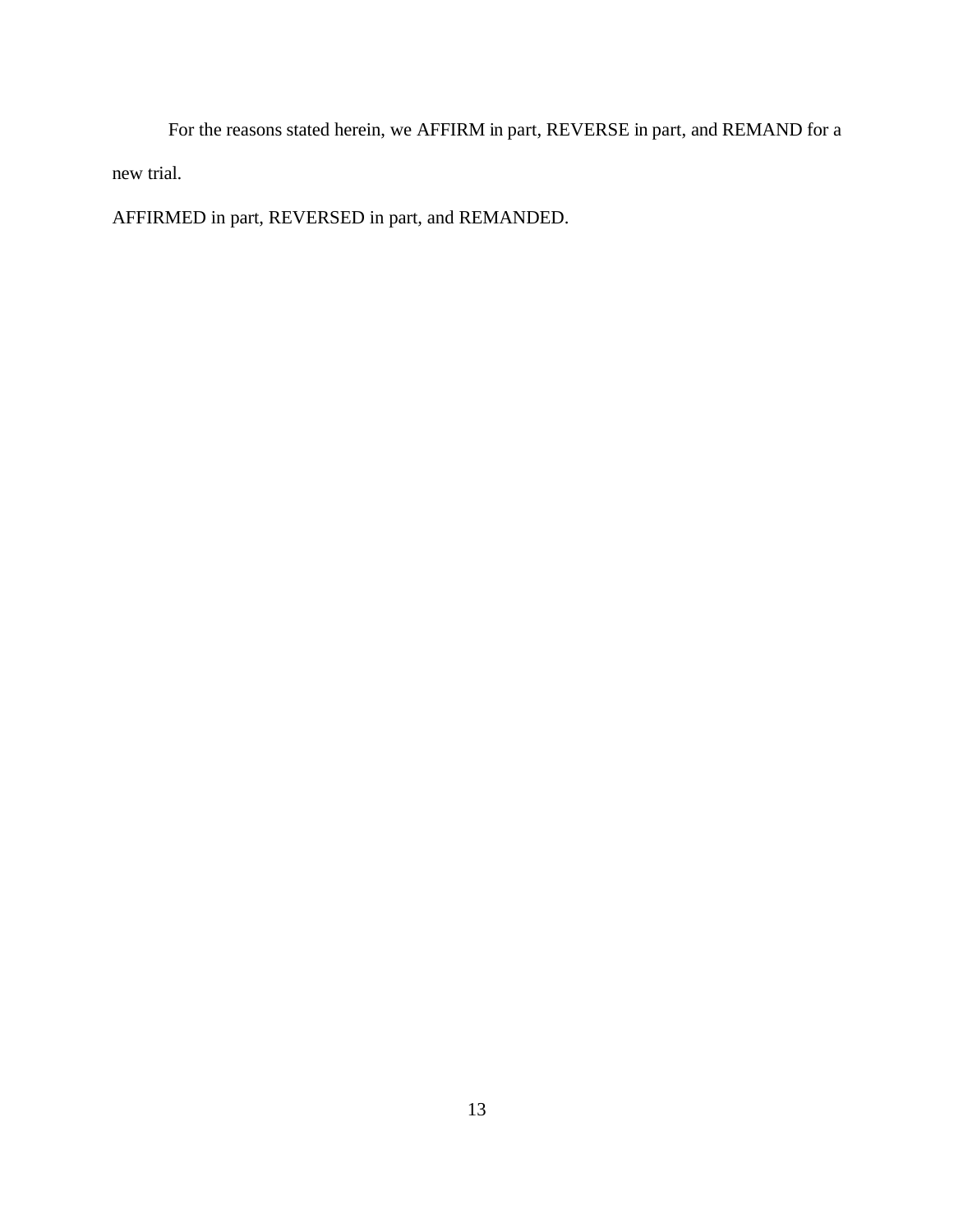For the reasons stated herein, we AFFIRM in part, REVERSE in part, and REMAND for a new trial.

AFFIRMED in part, REVERSED in part, and REMANDED.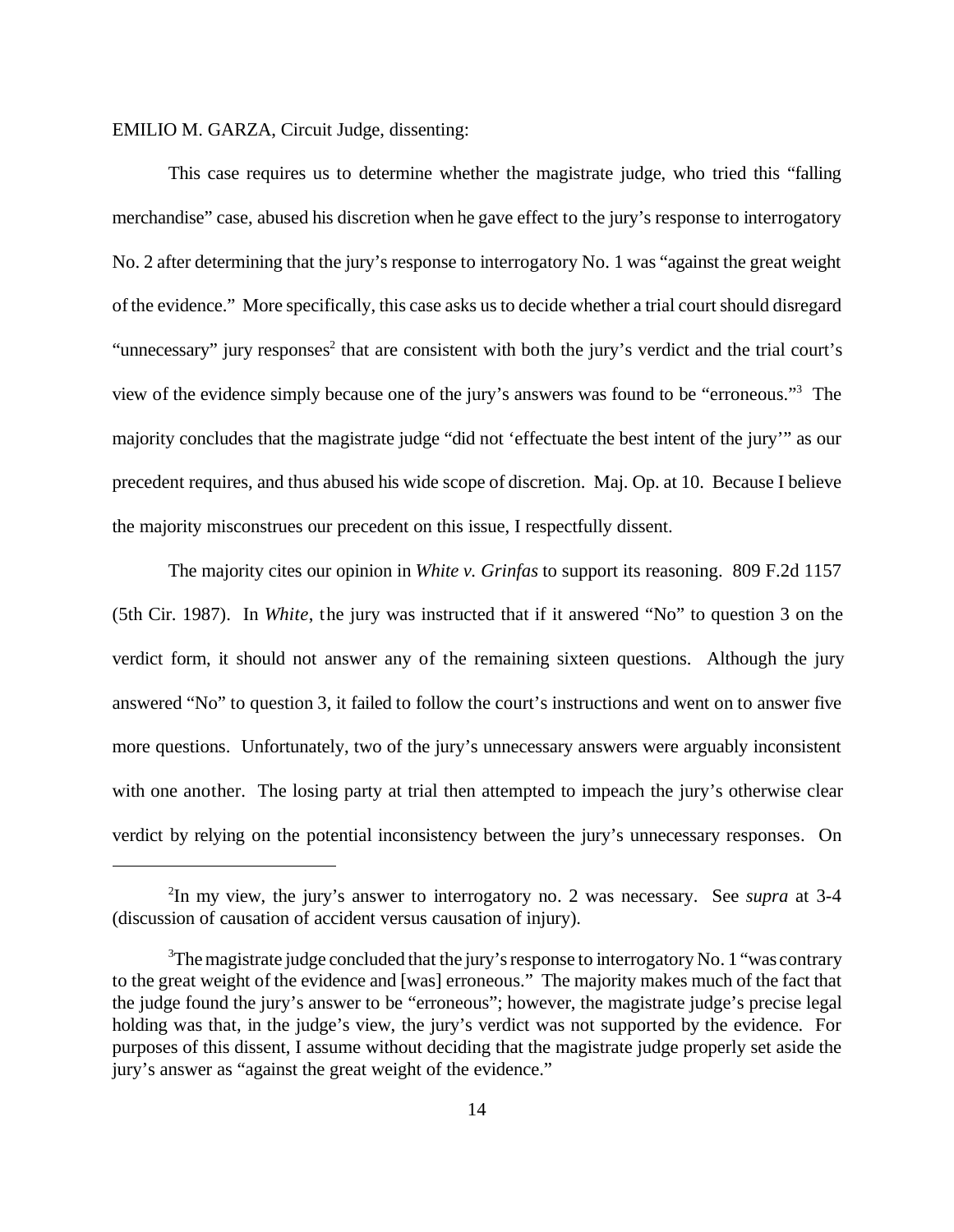EMILIO M. GARZA, Circuit Judge, dissenting:

This case requires us to determine whether the magistrate judge, who tried this "falling merchandise" case, abused his discretion when he gave effect to the jury's response to interrogatory No. 2 after determining that the jury's response to interrogatory No. 1 was "against the great weight of the evidence." More specifically, this case asks us to decide whether a trial court should disregard "unnecessary" jury responses[2] that are consistent with both the jury's verdict and the trial court's view of the evidence simply because one of the jury's answers was found to be "erroneous."[3] The majority concludes that the magistrate judge "did not 'effectuate the best intent of the jury'" as our precedent requires, and thus abused his wide scope of discretion. Maj. Op. at 10. Because I believe the majority misconstrues our precedent on this issue, I respectfully dissent.

The majority cites our opinion in *White v. Grinfas* to support its reasoning. 809 F.2d 1157 (5th Cir. 1987). In *White*, the jury was instructed that if it answered "No" to question 3 on the verdict form, it should not answer any of the remaining sixteen questions. Although the jury answered "No" to question 3, it failed to follow the court's instructions and went on to answer five more questions. Unfortunately, two of the jury's unnecessary answers were arguably inconsistent with one another. The losing party at trial then attempted to impeach the jury's otherwise clear verdict by relying on the potential inconsistency between the jury's unnecessary responses. On

---

[2] In my view, the jury's answer to interrogatory no. 2 was necessary. See *supra* at 3-4 (discussion of causation of accident versus causation of injury).

[3] The magistrate judge concluded that the jury's response to interrogatory No. 1 "was contrary to the great weight of the evidence and [was] erroneous." The majority makes much of the fact that the judge found the jury's answer to be "erroneous"; however, the magistrate judge's precise legal holding was that, in the judge's view, the jury's verdict was not supported by the evidence. For purposes of this dissent, I assume without deciding that the magistrate judge properly set aside the jury's answer as "against the great weight of the evidence."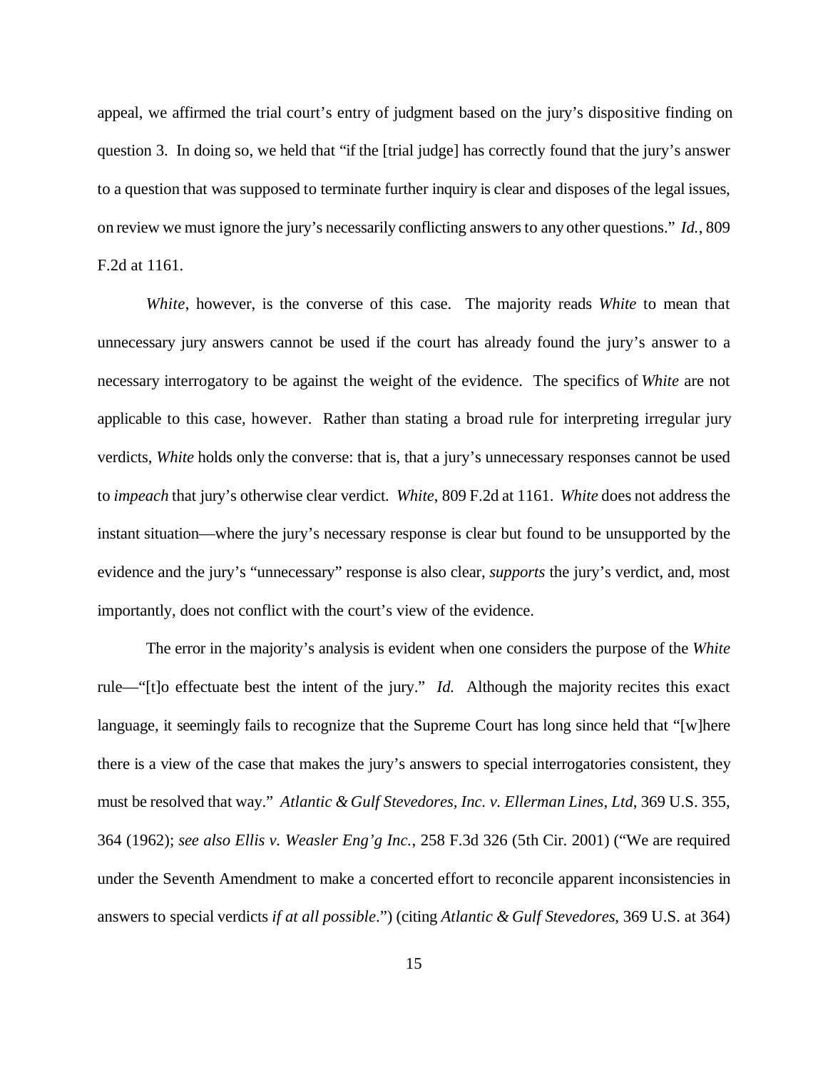appeal, we affirmed the trial court's entry of judgment based on the jury's dispositive finding on question 3. In doing so, we held that "if the [trial judge] has correctly found that the jury's answer to a question that was supposed to terminate further inquiry is clear and disposes of the legal issues, on review we must ignore the jury's necessarily conflicting answers to any other questions." *Id.*, 809 F.2d at 1161.

*White*, however, is the converse of this case. The majority reads *White* to mean that unnecessary jury answers cannot be used if the court has already found the jury's answer to a necessary interrogatory to be against the weight of the evidence. The specifics of *White* are not applicable to this case, however. Rather than stating a broad rule for interpreting irregular jury verdicts, *White* holds only the converse: that is, that a jury's unnecessary responses cannot be used to *impeach* that jury's otherwise clear verdict. *White*, 809 F.2d at 1161. *White* does not address the instant situation—where the jury's necessary response is clear but found to be unsupported by the evidence and the jury's "unnecessary" response is also clear, *supports* the jury's verdict, and, most importantly, does not conflict with the court's view of the evidence.

The error in the majority's analysis is evident when one considers the purpose of the *White* rule—"[t]o effectuate best the intent of the jury." *Id.* Although the majority recites this exact language, it seemingly fails to recognize that the Supreme Court has long since held that "[w]here there is a view of the case that makes the jury's answers to special interrogatories consistent, they must be resolved that way." *Atlantic & Gulf Stevedores, Inc. v. Ellerman Lines, Ltd*, 369 U.S. 355, 364 (1962); *see also Ellis v. Weasler Eng'g Inc.*, 258 F.3d 326 (5th Cir. 2001) ("We are required under the Seventh Amendment to make a concerted effort to reconcile apparent inconsistencies in answers to special verdicts *if at all possible*.") (citing *Atlantic & Gulf Stevedores*, 369 U.S. at 364)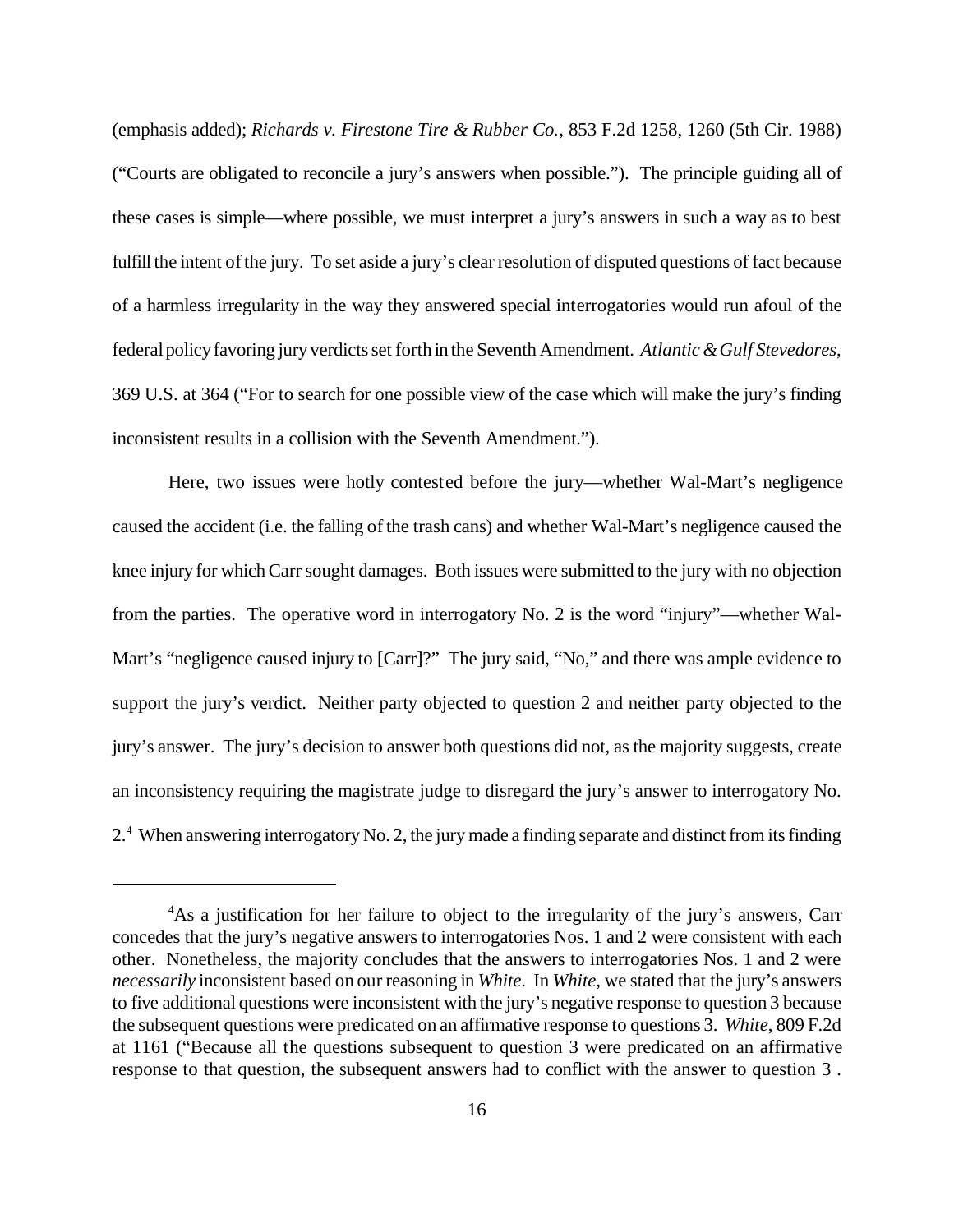(emphasis added); *Richards v. Firestone Tire & Rubber Co.*, 853 F.2d 1258, 1260 (5th Cir. 1988) ("Courts are obligated to reconcile a jury's answers when possible."). The principle guiding all of these cases is simple—where possible, we must interpret a jury's answers in such a way as to best fulfill the intent of the jury. To set aside a jury's clear resolution of disputed questions of fact because of a harmless irregularity in the way they answered special interrogatories would run afoul of the federal policy favoring jury verdicts set forth in the Seventh Amendment. *Atlantic & Gulf Stevedores*, 369 U.S. at 364 ("For to search for one possible view of the case which will make the jury's finding inconsistent results in a collision with the Seventh Amendment.").

Here, two issues were hotly contested before the jury—whether Wal-Mart's negligence caused the accident (i.e. the falling of the trash cans) and whether Wal-Mart's negligence caused the knee injury for which Carr sought damages. Both issues were submitted to the jury with no objection from the parties. The operative word in interrogatory No. 2 is the word "injury"—whether Wal-Mart's "negligence caused injury to [Carr]?" The jury said, "No," and there was ample evidence to support the jury's verdict. Neither party objected to question 2 and neither party objected to the jury's answer. The jury's decision to answer both questions did not, as the majority suggests, create an inconsistency requiring the magistrate judge to disregard the jury's answer to interrogatory No. 2.[4] When answering interrogatory No. 2, the jury made a finding separate and distinct from its finding

[4]As a justification for her failure to object to the irregularity of the jury's answers, Carr concedes that the jury's negative answers to interrogatories Nos. 1 and 2 were consistent with each other. Nonetheless, the majority concludes that the answers to interrogatories Nos. 1 and 2 were *necessarily* inconsistent based on our reasoning in *White*. In *White*, we stated that the jury's answers to five additional questions were inconsistent with the jury's negative response to question 3 because the subsequent questions were predicated on an affirmative response to questions 3. *White*, 809 F.2d at 1161 ("Because all the questions subsequent to question 3 were predicated on an affirmative response to that question, the subsequent answers had to conflict with the answer to question 3 .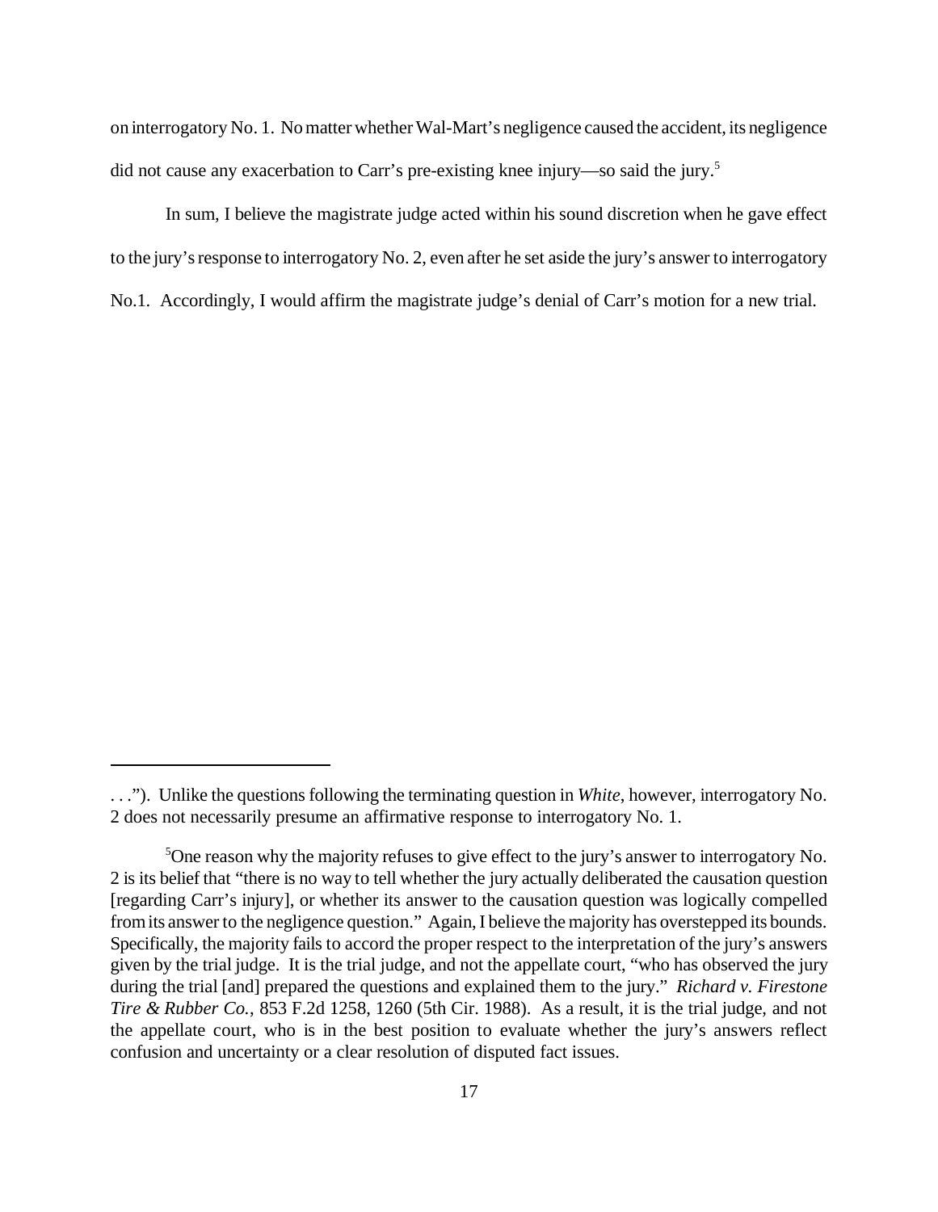on interrogatory No. 1. No matter whether Wal-Mart's negligence caused the accident, its negligence did not cause any exacerbation to Carr's pre-existing knee injury—so said the jury.[5]

In sum, I believe the magistrate judge acted within his sound discretion when he gave effect to the jury's response to interrogatory No. 2, even after he set aside the jury's answer to interrogatory No.1. Accordingly, I would affirm the magistrate judge's denial of Carr's motion for a new trial.

---

. . ."). Unlike the questions following the terminating question in *White*, however, interrogatory No. 2 does not necessarily presume an affirmative response to interrogatory No. 1.

[5]One reason why the majority refuses to give effect to the jury's answer to interrogatory No. 2 is its belief that "there is no way to tell whether the jury actually deliberated the causation question [regarding Carr's injury], or whether its answer to the causation question was logically compelled from its answer to the negligence question." Again, I believe the majority has overstepped its bounds. Specifically, the majority fails to accord the proper respect to the interpretation of the jury's answers given by the trial judge. It is the trial judge, and not the appellate court, "who has observed the jury during the trial [and] prepared the questions and explained them to the jury." *Richard v. Firestone Tire & Rubber Co.*, 853 F.2d 1258, 1260 (5th Cir. 1988). As a result, it is the trial judge, and not the appellate court, who is in the best position to evaluate whether the jury's answers reflect confusion and uncertainty or a clear resolution of disputed fact issues.